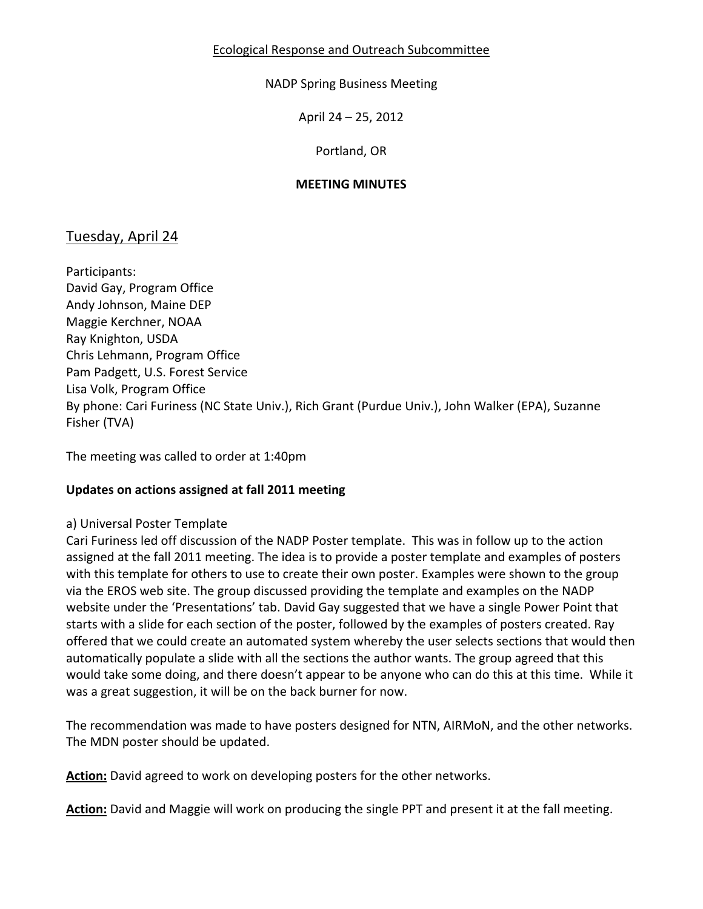Ecological Response and Outreach Subcommittee

NADP Spring Business Meeting

April 24 – 25, 2012

Portland, OR

**MEETING MINUTES**

## Tuesday, April 24

Participants:
David Gay, Program Office
Andy Johnson, Maine DEP
Maggie Kerchner, NOAA
Ray Knighton, USDA
Chris Lehmann, Program Office
Pam Padgett, U.S. Forest Service
Lisa Volk, Program Office
By phone: Cari Furiness (NC State Univ.), Rich Grant (Purdue Univ.), John Walker (EPA), Suzanne Fisher (TVA)

The meeting was called to order at 1:40pm

**Updates on actions assigned at fall 2011 meeting**

a) Universal Poster Template
Cari Furiness led off discussion of the NADP Poster template. This was in follow up to the action assigned at the fall 2011 meeting. The idea is to provide a poster template and examples of posters with this template for others to use to create their own poster. Examples were shown to the group via the EROS web site. The group discussed providing the template and examples on the NADP website under the 'Presentations' tab. David Gay suggested that we have a single Power Point that starts with a slide for each section of the poster, followed by the examples of posters created. Ray offered that we could create an automated system whereby the user selects sections that would then automatically populate a slide with all the sections the author wants. The group agreed that this would take some doing, and there doesn't appear to be anyone who can do this at this time. While it was a great suggestion, it will be on the back burner for now.

The recommendation was made to have posters designed for NTN, AIRMoN, and the other networks. The MDN poster should be updated.

**Action:** David agreed to work on developing posters for the other networks.

**Action:** David and Maggie will work on producing the single PPT and present it at the fall meeting.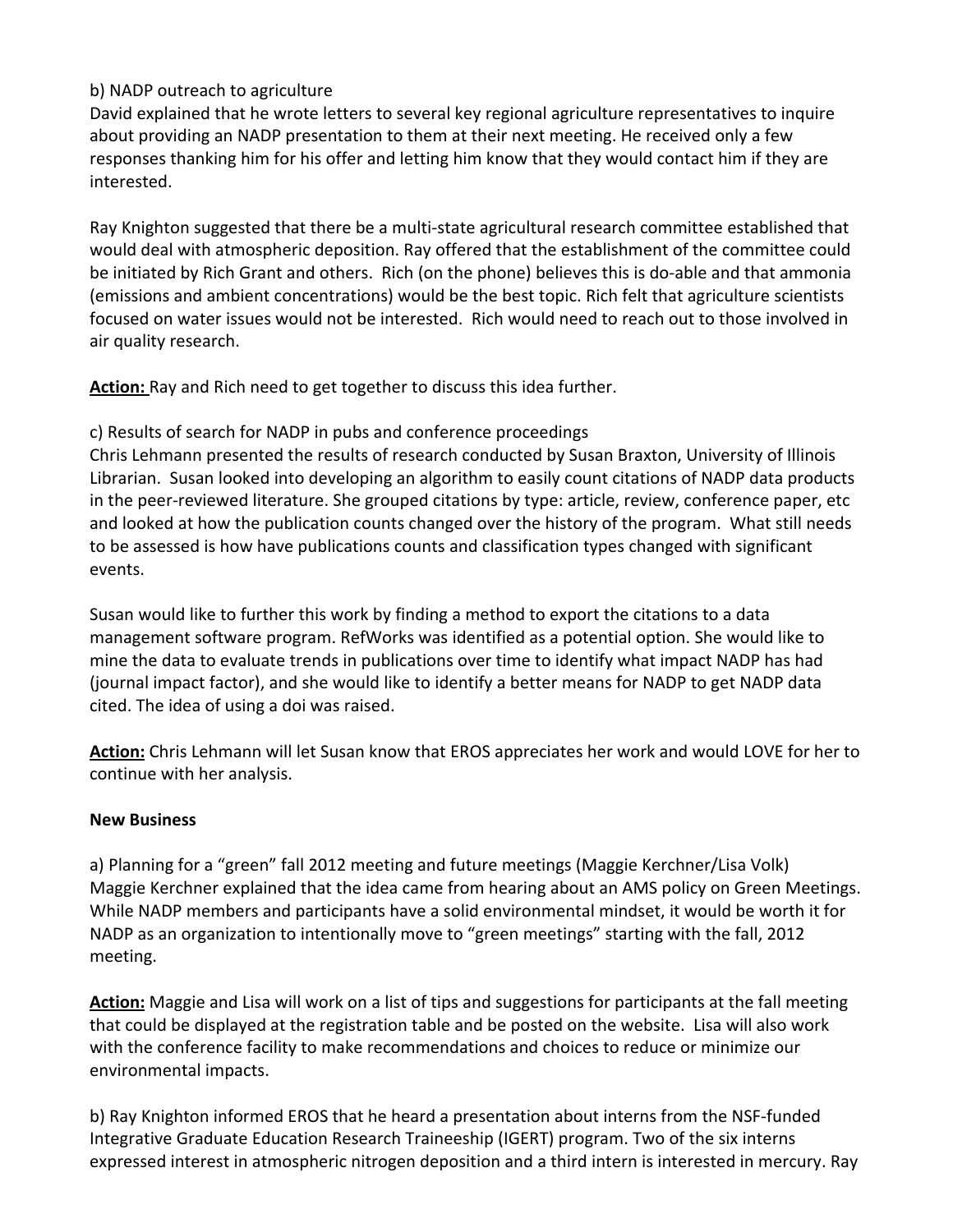b) NADP outreach to agriculture

David explained that he wrote letters to several key regional agriculture representatives to inquire about providing an NADP presentation to them at their next meeting. He received only a few responses thanking him for his offer and letting him know that they would contact him if they are interested.

Ray Knighton suggested that there be a multi-state agricultural research committee established that would deal with atmospheric deposition. Ray offered that the establishment of the committee could be initiated by Rich Grant and others. Rich (on the phone) believes this is do-able and that ammonia (emissions and ambient concentrations) would be the best topic. Rich felt that agriculture scientists focused on water issues would not be interested. Rich would need to reach out to those involved in air quality research.

<u>**Action:**</u> Ray and Rich need to get together to discuss this idea further.

c) Results of search for NADP in pubs and conference proceedings

Chris Lehmann presented the results of research conducted by Susan Braxton, University of Illinois Librarian. Susan looked into developing an algorithm to easily count citations of NADP data products in the peer-reviewed literature. She grouped citations by type: article, review, conference paper, etc and looked at how the publication counts changed over the history of the program. What still needs to be assessed is how have publications counts and classification types changed with significant events.

Susan would like to further this work by finding a method to export the citations to a data management software program. RefWorks was identified as a potential option. She would like to mine the data to evaluate trends in publications over time to identify what impact NADP has had (journal impact factor), and she would like to identify a better means for NADP to get NADP data cited. The idea of using a doi was raised.

<u>**Action:**</u> Chris Lehmann will let Susan know that EROS appreciates her work and would LOVE for her to continue with her analysis.

**New Business**

a) Planning for a "green" fall 2012 meeting and future meetings (Maggie Kerchner/Lisa Volk)

Maggie Kerchner explained that the idea came from hearing about an AMS policy on Green Meetings. While NADP members and participants have a solid environmental mindset, it would be worth it for NADP as an organization to intentionally move to "green meetings" starting with the fall, 2012 meeting.

<u>**Action:**</u> Maggie and Lisa will work on a list of tips and suggestions for participants at the fall meeting that could be displayed at the registration table and be posted on the website. Lisa will also work with the conference facility to make recommendations and choices to reduce or minimize our environmental impacts.

b) Ray Knighton informed EROS that he heard a presentation about interns from the NSF-funded Integrative Graduate Education Research Traineeship (IGERT) program. Two of the six interns expressed interest in atmospheric nitrogen deposition and a third intern is interested in mercury. Ray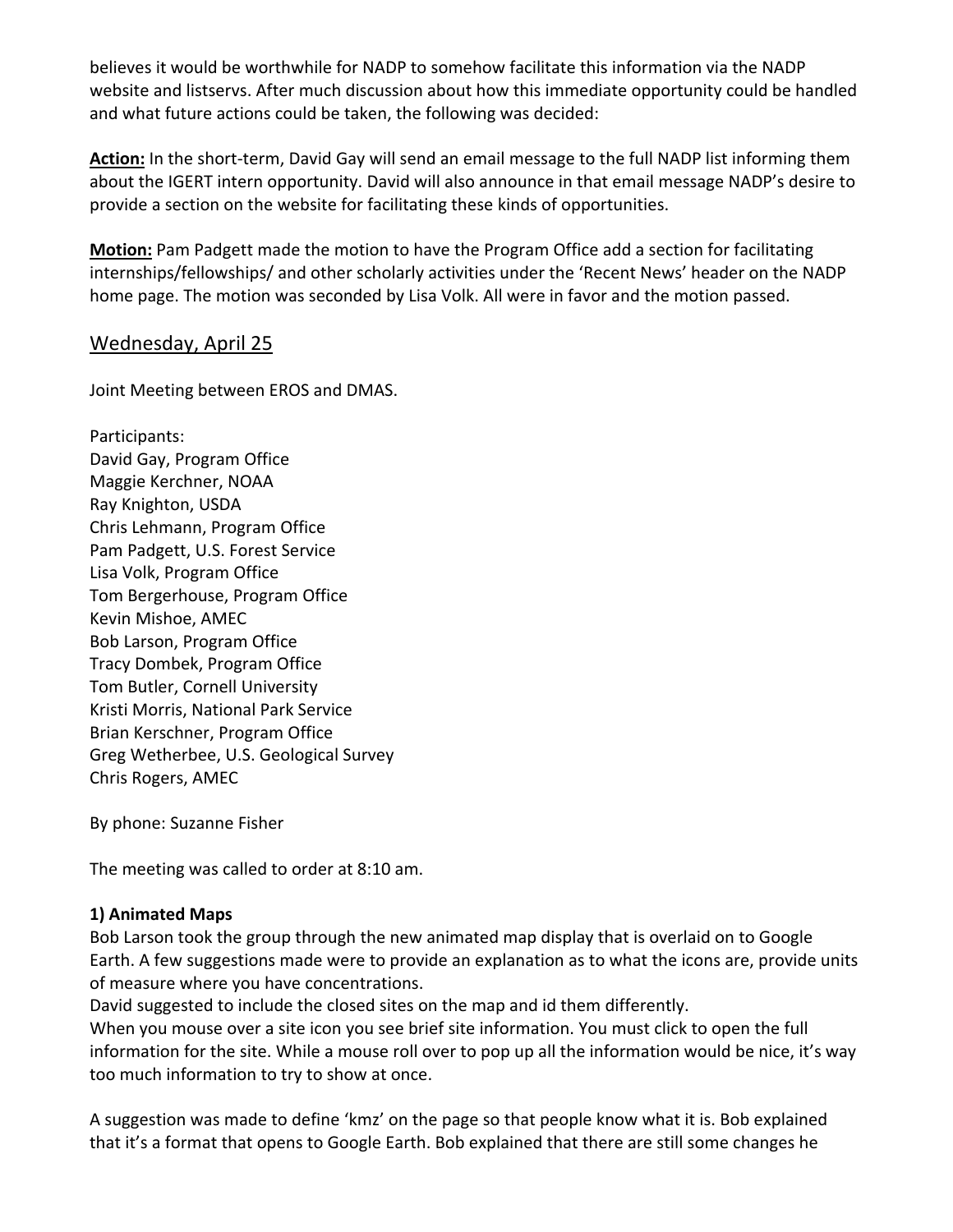believes it would be worthwhile for NADP to somehow facilitate this information via the NADP website and listservs. After much discussion about how this immediate opportunity could be handled and what future actions could be taken, the following was decided:

**Action:** In the short-term, David Gay will send an email message to the full NADP list informing them about the IGERT intern opportunity. David will also announce in that email message NADP's desire to provide a section on the website for facilitating these kinds of opportunities.

**Motion:** Pam Padgett made the motion to have the Program Office add a section for facilitating internships/fellowships/ and other scholarly activities under the 'Recent News' header on the NADP home page. The motion was seconded by Lisa Volk. All were in favor and the motion passed.

## Wednesday, April 25

Joint Meeting between EROS and DMAS.

Participants:
David Gay, Program Office
Maggie Kerchner, NOAA
Ray Knighton, USDA
Chris Lehmann, Program Office
Pam Padgett, U.S. Forest Service
Lisa Volk, Program Office
Tom Bergerhouse, Program Office
Kevin Mishoe, AMEC
Bob Larson, Program Office
Tracy Dombek, Program Office
Tom Butler, Cornell University
Kristi Morris, National Park Service
Brian Kerschner, Program Office
Greg Wetherbee, U.S. Geological Survey
Chris Rogers, AMEC

By phone: Suzanne Fisher

The meeting was called to order at 8:10 am.

**1) Animated Maps**
Bob Larson took the group through the new animated map display that is overlaid on to Google Earth. A few suggestions made were to provide an explanation as to what the icons are, provide units of measure where you have concentrations.
David suggested to include the closed sites on the map and id them differently.
When you mouse over a site icon you see brief site information. You must click to open the full information for the site. While a mouse roll over to pop up all the information would be nice, it's way too much information to try to show at once.

A suggestion was made to define 'kmz' on the page so that people know what it is. Bob explained that it's a format that opens to Google Earth. Bob explained that there are still some changes he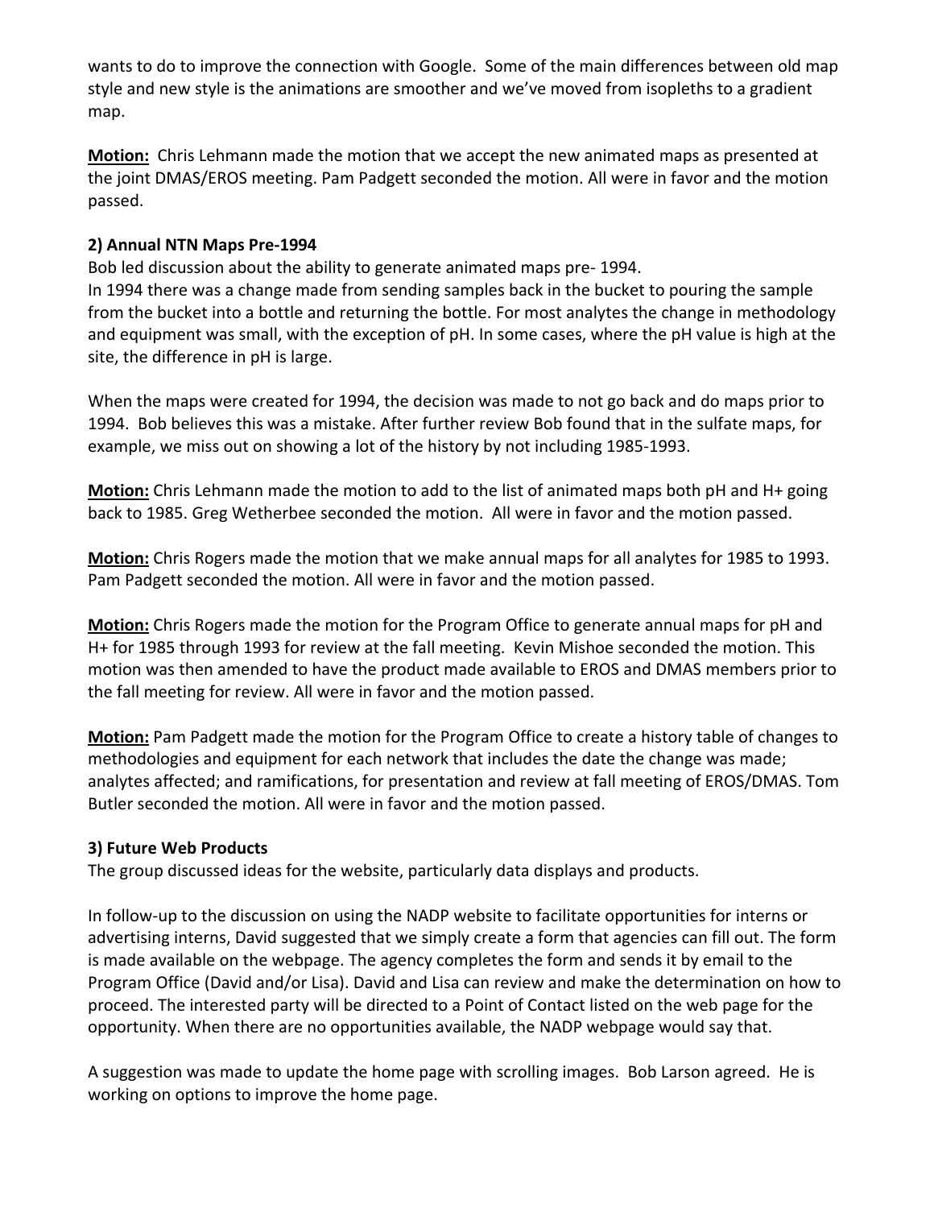wants to do to improve the connection with Google. Some of the main differences between old map style and new style is the animations are smoother and we've moved from isopleths to a gradient map.

**Motion:** Chris Lehmann made the motion that we accept the new animated maps as presented at the joint DMAS/EROS meeting. Pam Padgett seconded the motion. All were in favor and the motion passed.

**2) Annual NTN Maps Pre-1994**

Bob led discussion about the ability to generate animated maps pre- 1994.

In 1994 there was a change made from sending samples back in the bucket to pouring the sample from the bucket into a bottle and returning the bottle. For most analytes the change in methodology and equipment was small, with the exception of pH. In some cases, where the pH value is high at the site, the difference in pH is large.

When the maps were created for 1994, the decision was made to not go back and do maps prior to 1994. Bob believes this was a mistake. After further review Bob found that in the sulfate maps, for example, we miss out on showing a lot of the history by not including 1985-1993.

**Motion:** Chris Lehmann made the motion to add to the list of animated maps both pH and H+ going back to 1985. Greg Wetherbee seconded the motion. All were in favor and the motion passed.

**Motion:** Chris Rogers made the motion that we make annual maps for all analytes for 1985 to 1993. Pam Padgett seconded the motion. All were in favor and the motion passed.

**Motion:** Chris Rogers made the motion for the Program Office to generate annual maps for pH and H+ for 1985 through 1993 for review at the fall meeting. Kevin Mishoe seconded the motion. This motion was then amended to have the product made available to EROS and DMAS members prior to the fall meeting for review. All were in favor and the motion passed.

**Motion:** Pam Padgett made the motion for the Program Office to create a history table of changes to methodologies and equipment for each network that includes the date the change was made; analytes affected; and ramifications, for presentation and review at fall meeting of EROS/DMAS. Tom Butler seconded the motion. All were in favor and the motion passed.

**3) Future Web Products**

The group discussed ideas for the website, particularly data displays and products.

In follow-up to the discussion on using the NADP website to facilitate opportunities for interns or advertising interns, David suggested that we simply create a form that agencies can fill out. The form is made available on the webpage. The agency completes the form and sends it by email to the Program Office (David and/or Lisa). David and Lisa can review and make the determination on how to proceed. The interested party will be directed to a Point of Contact listed on the web page for the opportunity. When there are no opportunities available, the NADP webpage would say that.

A suggestion was made to update the home page with scrolling images. Bob Larson agreed. He is working on options to improve the home page.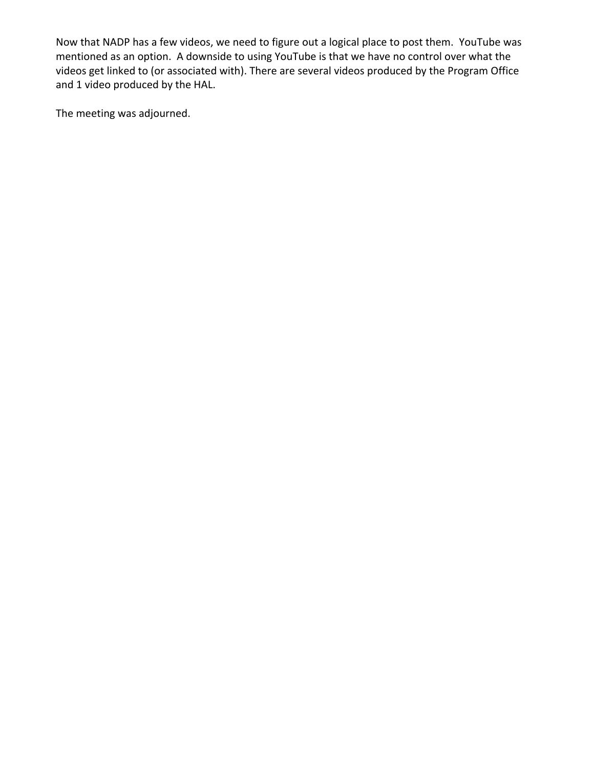Now that NADP has a few videos, we need to figure out a logical place to post them. YouTube was mentioned as an option. A downside to using YouTube is that we have no control over what the videos get linked to (or associated with). There are several videos produced by the Program Office and 1 video produced by the HAL.

The meeting was adjourned.